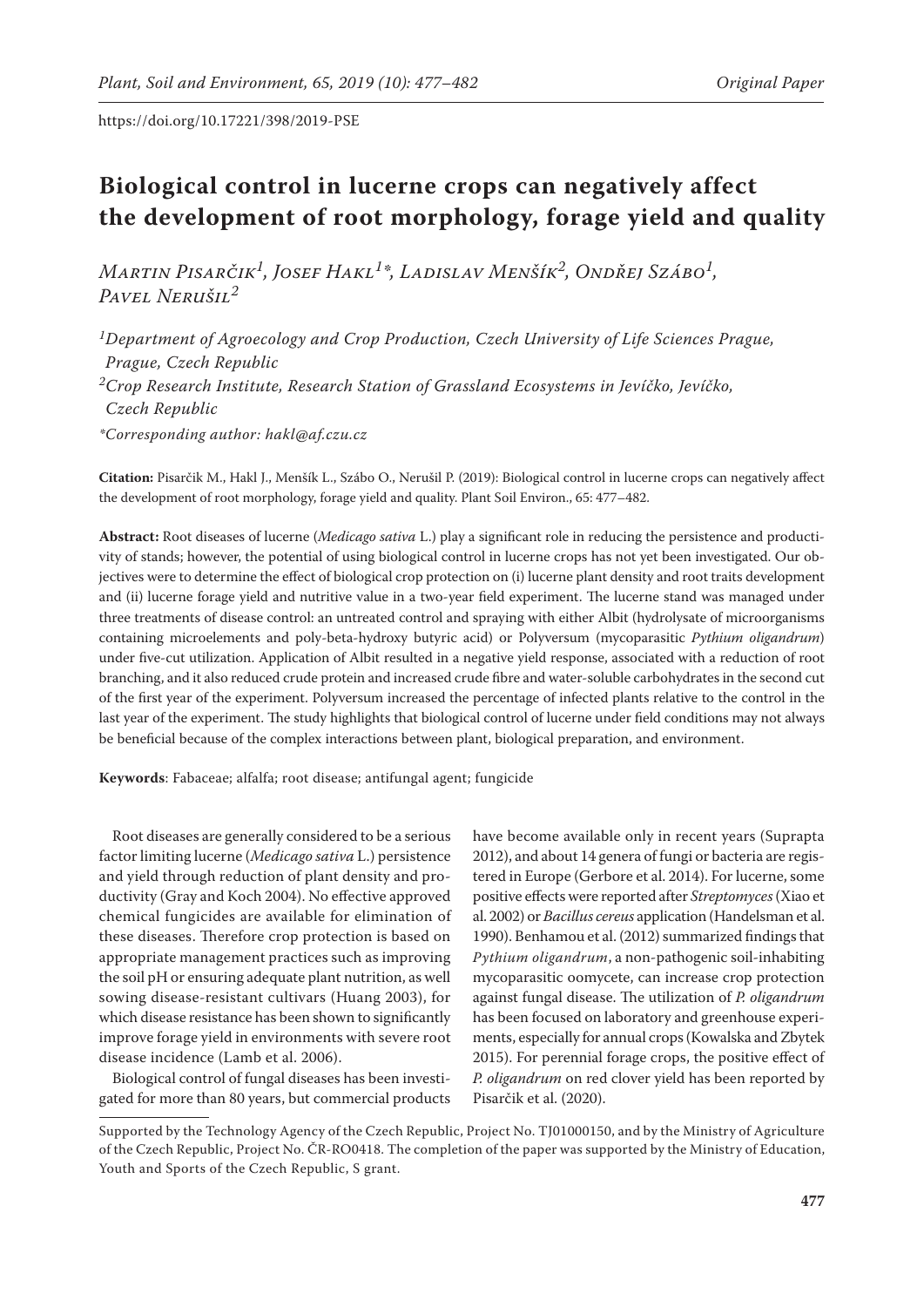https://doi.org/10.17221/398/2019-PSE

# Biological control in lucerne crops can negatively affect the development of root morphology, forage yield and quality

*Martin Pisarčik[1], Josef Hakl[1]\*, Ladislav Menšík[2], Ondřej Szábo[1], Pavel Nerušil[2]*

[1]*Department of Agroecology and Crop Production, Czech University of Life Sciences Prague, Prague, Czech Republic*

[2]*Crop Research Institute, Research Station of Grassland Ecosystems in Jevíčko, Jevíčko, Czech Republic*

\**Corresponding author: hakl@af.czu.cz*

**Citation:** Pisarčik M., Hakl J., Menšík L., Szábo O., Nerušil P. (2019): Biological control in lucerne crops can negatively affect the development of root morphology, forage yield and quality. Plant Soil Environ., 65: 477–482.

**Abstract:** Root diseases of lucerne (*Medicago sativa* L.) play a significant role in reducing the persistence and productivity of stands; however, the potential of using biological control in lucerne crops has not yet been investigated. Our objectives were to determine the effect of biological crop protection on (i) lucerne plant density and root traits development and (ii) lucerne forage yield and nutritive value in a two-year field experiment. The lucerne stand was managed under three treatments of disease control: an untreated control and spraying with either Albit (hydrolysate of microorganisms containing microelements and poly-beta-hydroxy butyric acid) or Polyversum (mycoparasitic *Pythium oligandrum*) under five-cut utilization. Application of Albit resulted in a negative yield response, associated with a reduction of root branching, and it also reduced crude protein and increased crude fibre and water-soluble carbohydrates in the second cut of the first year of the experiment. Polyversum increased the percentage of infected plants relative to the control in the last year of the experiment. The study highlights that biological control of lucerne under field conditions may not always be beneficial because of the complex interactions between plant, biological preparation, and environment.

**Keywords**: Fabaceae; alfalfa; root disease; antifungal agent; fungicide

Root diseases are generally considered to be a serious factor limiting lucerne (*Medicago sativa* L.) persistence and yield through reduction of plant density and productivity (Gray and Koch 2004). No effective approved chemical fungicides are available for elimination of these diseases. Therefore crop protection is based on appropriate management practices such as improving the soil pH or ensuring adequate plant nutrition, as well sowing disease-resistant cultivars (Huang 2003), for which disease resistance has been shown to significantly improve forage yield in environments with severe root disease incidence (Lamb et al. 2006).

Biological control of fungal diseases has been investigated for more than 80 years, but commercial products have become available only in recent years (Suprapta 2012), and about 14 genera of fungi or bacteria are registered in Europe (Gerbore et al. 2014). For lucerne, some positive effects were reported after *Streptomyces* (Xiao et al. 2002) or *Bacillus cereus* application (Handelsman et al. 1990). Benhamou et al. (2012) summarized findings that *Pythium oligandrum*, a non-pathogenic soil-inhabiting mycoparasitic oomycete, can increase crop protection against fungal disease. The utilization of *P. oligandrum* has been focused on laboratory and greenhouse experiments, especially for annual crops (Kowalska and Zbytek 2015). For perennial forage crops, the positive effect of *P. oligandrum* on red clover yield has been reported by Pisarčik et al. (2020).

Supported by the Technology Agency of the Czech Republic, Project No. TJ01000150, and by the Ministry of Agriculture of the Czech Republic, Project No. ČR-RO0418. The completion of the paper was supported by the Ministry of Education, Youth and Sports of the Czech Republic, S grant.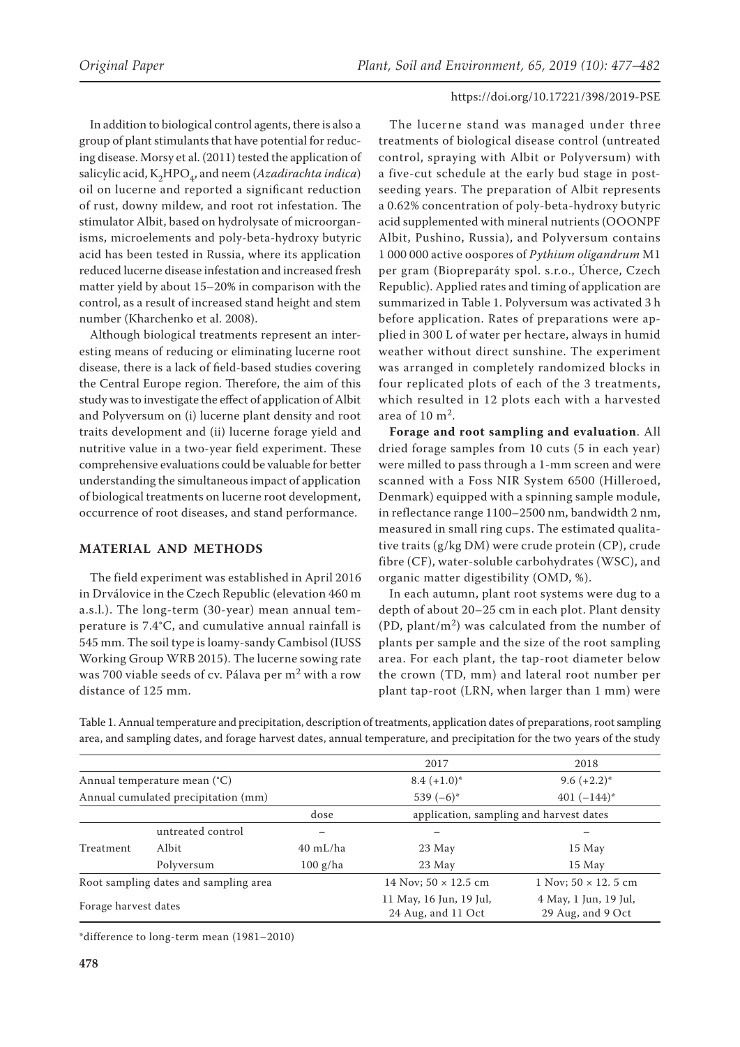In addition to biological control agents, there is also a group of plant stimulants that have potential for reducing disease. Morsy et al. (2011) tested the application of salicylic acid, $K_2HPO_4$, and neem (*Azadirachta indica*) oil on lucerne and reported a significant reduction of rust, downy mildew, and root rot infestation. The stimulator Albit, based on hydrolysate of microorganisms, microelements and poly-beta-hydroxy butyric acid has been tested in Russia, where its application reduced lucerne disease infestation and increased fresh matter yield by about 15–20% in comparison with the control, as a result of increased stand height and stem number (Kharchenko et al. 2008).

Although biological treatments represent an interesting means of reducing or eliminating lucerne root disease, there is a lack of field-based studies covering the Central Europe region. Therefore, the aim of this study was to investigate the effect of application of Albit and Polyversum on (i) lucerne plant density and root traits development and (ii) lucerne forage yield and nutritive value in a two-year field experiment. These comprehensive evaluations could be valuable for better understanding the simultaneous impact of application of biological treatments on lucerne root development, occurrence of root diseases, and stand performance.

## MATERIAL AND METHODS

The field experiment was established in April 2016 in Drválovice in the Czech Republic (elevation 460 m a.s.l.). The long-term (30-year) mean annual temperature is 7.4°C, and cumulative annual rainfall is 545 mm. The soil type is loamy-sandy Cambisol (IUSS Working Group WRB 2015). The lucerne sowing rate was 700 viable seeds of cv. Pálava per $m^2$ with a row distance of 125 mm.

The lucerne stand was managed under three treatments of biological disease control (untreated control, spraying with Albit or Polyversum) with a five-cut schedule at the early bud stage in post-seeding years. The preparation of Albit represents a 0.62% concentration of poly-beta-hydroxy butyric acid supplemented with mineral nutrients (OOONPF Albit, Pushino, Russia), and Polyversum contains 1 000 000 active oospores of *Pythium oligandrum* M1 per gram (Biopreparáty spol. s.r.o., Úherce, Czech Republic). Applied rates and timing of application are summarized in Table 1. Polyversum was activated 3 h before application. Rates of preparations were applied in 300 L of water per hectare, always in humid weather without direct sunshine. The experiment was arranged in completely randomized blocks in four replicated plots of each of the 3 treatments, which resulted in 12 plots each with a harvested area of 10 $m^2$.

**Forage and root sampling and evaluation**. All dried forage samples from 10 cuts (5 in each year) were milled to pass through a 1-mm screen and were scanned with a Foss NIR System 6500 (Hilleroed, Denmark) equipped with a spinning sample module, in reflectance range 1100–2500 nm, bandwidth 2 nm, measured in small ring cups. The estimated qualitative traits (g/kg DM) were crude protein (CP), crude fibre (CF), water-soluble carbohydrates (WSC), and organic matter digestibility (OMD, %).

In each autumn, plant root systems were dug to a depth of about 20–25 cm in each plot. Plant density (PD, plant/$m^2$) was calculated from the number of plants per sample and the size of the root sampling area. For each plant, the tap-root diameter below the crown (TD, mm) and lateral root number per plant tap-root (LRN, when larger than 1 mm) were

Table 1. Annual temperature and precipitation, description of treatments, application dates of preparations, root sampling area, and sampling dates, and forage harvest dates, annual temperature, and precipitation for the two years of the study

| | | | 2017 | 2018 |
|---|---|---|---|---|
| Annual temperature mean (°C) | | | 8.4 (+1.0)* | 9.6 (+2.2)* |
| Annual cumulated precipitation (mm) | | | 539 (–6)* | 401 (–144)* |
| | | dose | application, sampling and harvest dates | |
| Treatment | untreated control | – | – | – |
| | Albit | 40 mL/ha | 23 May | 15 May |
| | Polyversum | 100 g/ha | 23 May | 15 May |
| Root sampling dates and sampling area | | | 14 Nov; 50 × 12.5 cm | 1 Nov; 50 × 12. 5 cm |
| Forage harvest dates | | | 11 May, 16 Jun, 19 Jul, 24 Aug, and 11 Oct | 4 May, 1 Jun, 19 Jul, 29 Aug, and 9 Oct |

*difference to long-term mean (1981–2010)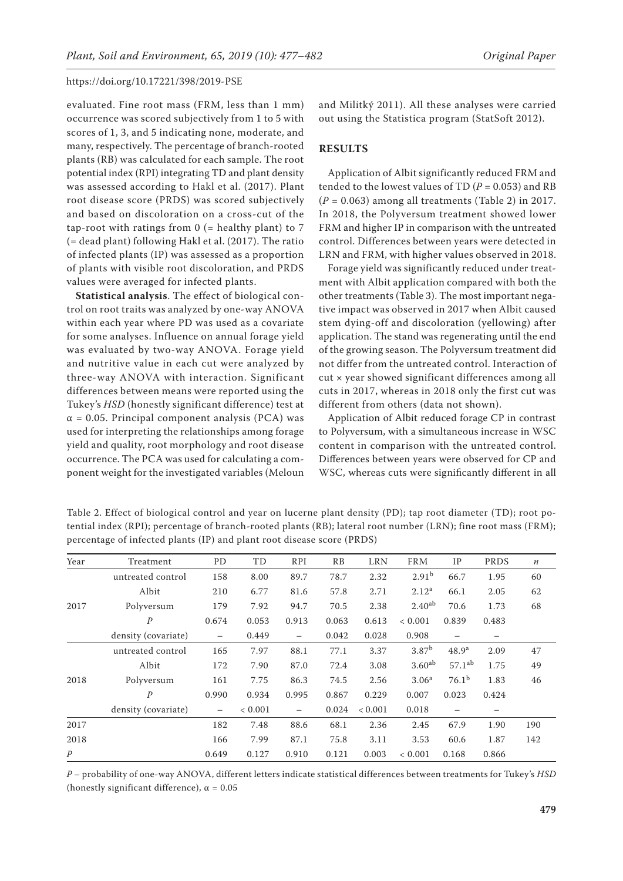evaluated. Fine root mass (FRM, less than 1 mm) occurrence was scored subjectively from 1 to 5 with scores of 1, 3, and 5 indicating none, moderate, and many, respectively. The percentage of branch-rooted plants (RB) was calculated for each sample. The root potential index (RPI) integrating TD and plant density was assessed according to Hakl et al. (2017). Plant root disease score (PRDS) was scored subjectively and based on discoloration on a cross-cut of the tap-root with ratings from 0 (= healthy plant) to 7 (= dead plant) following Hakl et al. (2017). The ratio of infected plants (IP) was assessed as a proportion of plants with visible root discoloration, and PRDS values were averaged for infected plants.

**Statistical analysis**. The effect of biological control on root traits was analyzed by one-way ANOVA within each year where PD was used as a covariate for some analyses. Influence on annual forage yield was evaluated by two-way ANOVA. Forage yield and nutritive value in each cut were analyzed by three-way ANOVA with interaction. Significant differences between means were reported using the Tukey's *HSD* (honestly significant difference) test at $\alpha = 0.05$. Principal component analysis (PCA) was used for interpreting the relationships among forage yield and quality, root morphology and root disease occurrence. The PCA was used for calculating a component weight for the investigated variables (Meloun and Militký 2011). All these analyses were carried out using the Statistica program (StatSoft 2012).

## RESULTS

Application of Albit significantly reduced FRM and tended to the lowest values of TD ($P = 0.053$) and RB ($P = 0.063$) among all treatments (Table 2) in 2017. In 2018, the Polyversum treatment showed lower FRM and higher IP in comparison with the untreated control. Differences between years were detected in LRN and FRM, with higher values observed in 2018.

Forage yield was significantly reduced under treatment with Albit application compared with both the other treatments (Table 3). The most important negative impact was observed in 2017 when Albit caused stem dying-off and discoloration (yellowing) after application. The stand was regenerating until the end of the growing season. The Polyversum treatment did not differ from the untreated control. Interaction of cut × year showed significant differences among all cuts in 2017, whereas in 2018 only the first cut was different from others (data not shown).

Application of Albit reduced forage CP in contrast to Polyversum, with a simultaneous increase in WSC content in comparison with the untreated control. Differences between years were observed for CP and WSC, whereas cuts were significantly different in all

Table 2. Effect of biological control and year on lucerne plant density (PD); tap root diameter (TD); root potential index (RPI); percentage of branch-rooted plants (RB); lateral root number (LRN); fine root mass (FRM); percentage of infected plants (IP) and plant root disease score (PRDS)

| Year | Treatment | PD | TD | RPI | RB | LRN | FRM | IP | PRDS | *n* |
|---|---|---|---|---|---|---|---|---|---|---|
| 2017 | untreated control | 158 | 8.00 | 89.7 | 78.7 | 2.32 | 2.91[b] | 66.7 | 1.95 | 60 |
| | Albit | 210 | 6.77 | 81.6 | 57.8 | 2.71 | 2.12[a] | 66.1 | 2.05 | 62 |
| | Polyversum | 179 | 7.92 | 94.7 | 70.5 | 2.38 | 2.40[ab] | 70.6 | 1.73 | 68 |
| | *P* | 0.674 | 0.053 | 0.913 | 0.063 | 0.613 | < 0.001 | 0.839 | 0.483 | |
| | density (covariate) | – | 0.449 | – | 0.042 | 0.028 | 0.908 | – | – | |
| 2018 | untreated control | 165 | 7.97 | 88.1 | 77.1 | 3.37 | 3.87[b] | 48.9[a] | 2.09 | 47 |
| | Albit | 172 | 7.90 | 87.0 | 72.4 | 3.08 | 3.60[ab] | 57.1[ab] | 1.75 | 49 |
| | Polyversum | 161 | 7.75 | 86.3 | 74.5 | 2.56 | 3.06[a] | 76.1[b] | 1.83 | 46 |
| | *P* | 0.990 | 0.934 | 0.995 | 0.867 | 0.229 | 0.007 | 0.023 | 0.424 | |
| | density (covariate) | – | < 0.001 | – | 0.024 | < 0.001 | 0.018 | – | – | |
| 2017 | | 182 | 7.48 | 88.6 | 68.1 | 2.36 | 2.45 | 67.9 | 1.90 | 190 |
| 2018 | | 166 | 7.99 | 87.1 | 75.8 | 3.11 | 3.53 | 60.6 | 1.87 | 142 |
| *P* | | 0.649 | 0.127 | 0.910 | 0.121 | 0.003 | < 0.001 | 0.168 | 0.866 | |

*P* – probability of one-way ANOVA, different letters indicate statistical differences between treatments for Tukey's *HSD* (honestly significant difference), $\alpha = 0.05$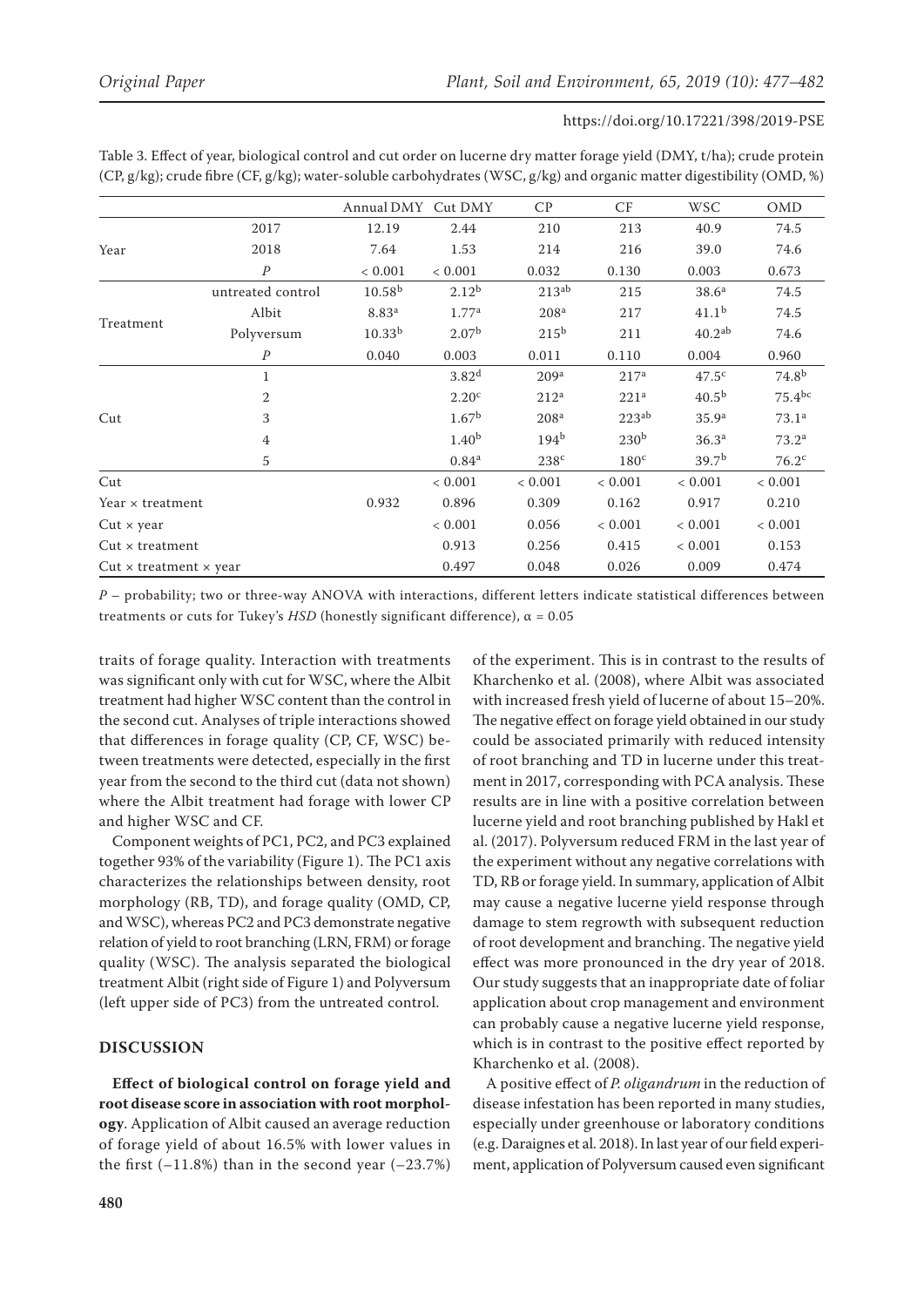Table 3. Effect of year, biological control and cut order on lucerne dry matter forage yield (DMY, t/ha); crude protein (CP, g/kg); crude fibre (CF, g/kg); water-soluble carbohydrates (WSC, g/kg) and organic matter digestibility (OMD, %)

| | | Annual DMY | Cut DMY | CP | CF | WSC | OMD |
|---|---|---|---|---|---|---|---|
| Year | 2017 | 12.19 | 2.44 | 210 | 213 | 40.9 | 74.5 |
| | 2018 | 7.64 | 1.53 | 214 | 216 | 39.0 | 74.6 |
| | *P* | < 0.001 | < 0.001 | 0.032 | 0.130 | 0.003 | 0.673 |
| Treatment | untreated control | 10.58[b] | 2.12[b] | 213[ab] | 215 | 38.6[a] | 74.5 |
| | Albit | 8.83[a] | 1.77[a] | 208[a] | 217 | 41.1[b] | 74.5 |
| | Polyversum | 10.33[b] | 2.07[b] | 215[b] | 211 | 40.2[ab] | 74.6 |
| | *P* | 0.040 | 0.003 | 0.011 | 0.110 | 0.004 | 0.960 |
| Cut | 1 | | 3.82[d] | 209[a] | 217[a] | 47.5[c] | 74.8[b] |
| | 2 | | 2.20[c] | 212[a] | 221[a] | 40.5[b] | 75.4[bc] |
| | 3 | | 1.67[b] | 208[a] | 223[ab] | 35.9[a] | 73.1[a] |
| | 4 | | 1.40[b] | 194[b] | 230[b] | 36.3[a] | 73.2[a] |
| | 5 | | 0.84[a] | 238[c] | 180[c] | 39.7[b] | 76.2[c] |
| Cut | | | < 0.001 | < 0.001 | < 0.001 | < 0.001 | < 0.001 |
| Year × treatment | | 0.932 | 0.896 | 0.309 | 0.162 | 0.917 | 0.210 |
| Cut × year | | | < 0.001 | 0.056 | < 0.001 | < 0.001 | < 0.001 |
| Cut × treatment | | | 0.913 | 0.256 | 0.415 | < 0.001 | 0.153 |
| Cut × treatment × year | | | 0.497 | 0.048 | 0.026 | 0.009 | 0.474 |

*P* – probability; two or three-way ANOVA with interactions, different letters indicate statistical differences between treatments or cuts for Tukey's *HSD* (honestly significant difference), $\alpha = 0.05$

traits of forage quality. Interaction with treatments was significant only with cut for WSC, where the Albit treatment had higher WSC content than the control in the second cut. Analyses of triple interactions showed that differences in forage quality (CP, CF, WSC) between treatments were detected, especially in the first year from the second to the third cut (data not shown) where the Albit treatment had forage with lower CP and higher WSC and CF.

Component weights of PC1, PC2, and PC3 explained together 93% of the variability (Figure 1). The PC1 axis characterizes the relationships between density, root morphology (RB, TD), and forage quality (OMD, CP, and WSC), whereas PC2 and PC3 demonstrate negative relation of yield to root branching (LRN, FRM) or forage quality (WSC). The analysis separated the biological treatment Albit (right side of Figure 1) and Polyversum (left upper side of PC3) from the untreated control.

## DISCUSSION

**Effect of biological control on forage yield and root disease score in association with root morphology**. Application of Albit caused an average reduction of forage yield of about 16.5% with lower values in the first (–11.8%) than in the second year (–23.7%) of the experiment. This is in contrast to the results of Kharchenko et al. (2008), where Albit was associated with increased fresh yield of lucerne of about 15–20%. The negative effect on forage yield obtained in our study could be associated primarily with reduced intensity of root branching and TD in lucerne under this treatment in 2017, corresponding with PCA analysis. These results are in line with a positive correlation between lucerne yield and root branching published by Hakl et al. (2017). Polyversum reduced FRM in the last year of the experiment without any negative correlations with TD, RB or forage yield. In summary, application of Albit may cause a negative lucerne yield response through damage to stem regrowth with subsequent reduction of root development and branching. The negative yield effect was more pronounced in the dry year of 2018. Our study suggests that an inappropriate date of foliar application about crop management and environment can probably cause a negative lucerne yield response, which is in contrast to the positive effect reported by Kharchenko et al. (2008).

A positive effect of *P. oligandrum* in the reduction of disease infestation has been reported in many studies, especially under greenhouse or laboratory conditions (e.g. Daraignes et al. 2018). In last year of our field experiment, application of Polyversum caused even significant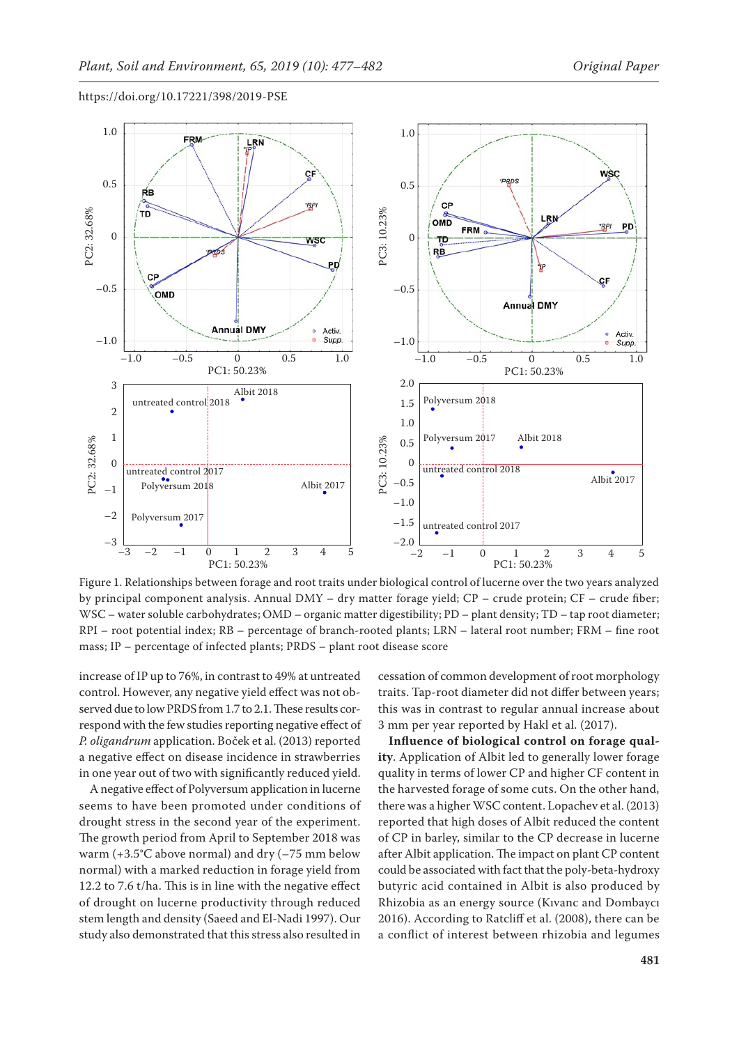Figure 1. Relationships between forage and root traits under biological control of lucerne over the two years analyzed by principal component analysis. Annual DMY – dry matter forage yield; CP – crude protein; CF – crude fiber; WSC – water soluble carbohydrates; OMD – organic matter digestibility; PD – plant density; TD – tap root diameter; RPI – root potential index; RB – percentage of branch-rooted plants; LRN – lateral root number; FRM – fine root mass; IP – percentage of infected plants; PRDS – plant root disease score

increase of IP up to 76%, in contrast to 49% at untreated control. However, any negative yield effect was not observed due to low PRDS from 1.7 to 2.1. These results correspond with the few studies reporting negative effect of *P. oligandrum* application. Boček et al. (2013) reported a negative effect on disease incidence in strawberries in one year out of two with significantly reduced yield.

A negative effect of Polyversum application in lucerne seems to have been promoted under conditions of drought stress in the second year of the experiment. The growth period from April to September 2018 was warm (+3.5°C above normal) and dry (–75 mm below normal) with a marked reduction in forage yield from 12.2 to 7.6 t/ha. This is in line with the negative effect of drought on lucerne productivity through reduced stem length and density (Saeed and El-Nadi 1997). Our study also demonstrated that this stress also resulted in cessation of common development of root morphology traits. Tap-root diameter did not differ between years; this was in contrast to regular annual increase about 3 mm per year reported by Hakl et al. (2017).

**Influence of biological control on forage quality**. Application of Albit led to generally lower forage quality in terms of lower CP and higher CF content in the harvested forage of some cuts. On the other hand, there was a higher WSC content. Lopachev et al. (2013) reported that high doses of Albit reduced the content of CP in barley, similar to the CP decrease in lucerne after Albit application. The impact on plant CP content could be associated with fact that the poly-beta-hydroxy butyric acid contained in Albit is also produced by Rhizobia as an energy source (Kıvanc and Dombaycı 2016). According to Ratcliff et al. (2008), there can be a conflict of interest between rhizobia and legumes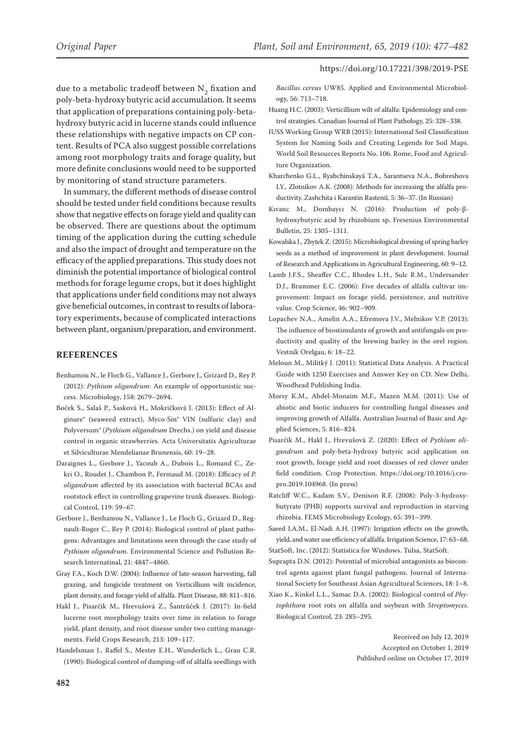due to a metabolic tradeoff between $N_2$ fixation and poly-beta-hydroxy butyric acid accumulation. It seems that application of preparations containing poly-beta-hydroxy butyric acid in lucerne stands could influence these relationships with negative impacts on CP content. Results of PCA also suggest possible correlations among root morphology traits and forage quality, but more definite conclusions would need to be supported by monitoring of stand structure parameters.

In summary, the different methods of disease control should be tested under field conditions because results show that negative effects on forage yield and quality can be observed. There are questions about the optimum timing of the application during the cutting schedule and also the impact of drought and temperature on the efficacy of the applied preparations. This study does not diminish the potential importance of biological control methods for forage legume crops, but it does highlight that applications under field conditions may not always give beneficial outcomes, in contrast to results of laboratory experiments, because of complicated interactions between plant, organism/preparation, and environment.

## REFERENCES

Benhamou N., le Floch G., Vallance J., Gerbore J., Grizard D., Rey P. (2012): *Pythium oligandrum*: An example of opportunistic success. Microbiology, 158: 2679–2694.

Boček S., Salaš P., Sasková H., Mokričková J. (2013): Effect of Alginure® (seaweed extract), Myco-Sin® VIN (sulfuric clay) and Polyversum® (*Pythium oligandrum* Drechs.) on yield and disease control in organic strawberries. Acta Universitatis Agriculturae et Silviculturae Mendelianae Brunensis, 60: 19–28.

Daraignes L., Gerbore J., Yacoub A., Dubois L., Romand C., Zekri O., Roudet J., Chambon P., Fermaud M. (2018): Efficacy of *P. oligandrum* affected by its association with bacterial BCAs and rootstock effect in controlling grapevine trunk diseases. Biological Control, 119: 59–67.

Gerbore J., Benhamou N., Vallance J., Le Floch G., Grizard D., Regnault-Roger C., Rey P. (2014): Biological control of plant pathogens: Advantages and limitations seen through the case study of *Pythium oligandrum*. Environmental Science and Pollution Research Internatinal, 21: 4847–4860.

Gray F.A., Koch D.W. (2004): Influence of late-season harvesting, fall grazing, and fungicide treatment on Verticillium wilt incidence, plant density, and forage yield of alfalfa. Plant Disease, 88: 811–816.

Hakl J., Pisarčik M., Hrevušová Z., Šantrůček J. (2017): In-field lucerne root morphology traits over time in relation to forage yield, plant density, and root disease under two cutting managements. Field Crops Research, 213: 109–117.

Handelsman J., Raffel S., Mester E.H., Wunderlich L., Grau C.R. (1990): Biological control of damping-off of alfalfa seedlings with *Bacillus cereus* UW85. Applied and Environmental Microbiology, 56: 713–718.

Huang H.C. (2003): Verticillium wilt of alfalfa: Epidemiology and control strategies. Canadian Journal of Plant Pathology, 25: 328–338.

IUSS Working Group WRB (2015): International Soil Classification System for Naming Soils and Creating Legends for Soil Maps. World Soil Resources Reports No. 106. Rome, Food and Agriculture Organization.

Kharchenko G.L., Ryabchinskayǎ T.A., Sarantseva N.A., Bobreshova I.Y., Zlotnikov A.K. (2008): Methods for increasing the alfalfa productivity. Zashchita i Karantin Rastenii, 5: 36–37. (In Russian)

Kıvanc M., Dombaycı N. (2016): Production of poly-β-hydroxybutyric acid by rhizobium sp. Fresenius Environmental Bulletin, 25: 1305–1311.

Kowalska J., Zbytek Z. (2015): Microbiological dressing of spring barley seeds as a method of improvement in plant development. Journal of Research and Applications in Agricultural Engineering, 60: 9–12.

Lamb J.F.S., Sheaffer C.C., Rhodes L.H., Sulc R.M., Undersander D.J., Brummer E.C. (2006): Five decades of alfalfa cultivar improvement: Impact on forage yield, persistence, and nutritive value. Crop Science, 46: 902–909.

Lopachev N.A., Amelin A.A., Efremova J.V., Melnikov V.P. (2013): The influence of biostimulants of growth and antifungals on productivity and quality of the brewing barley in the orel region. Vestnik Orelgau, 6: 18–22.

Meloun M., Militký J. (2011): Statistical Data Analysis. A Practical Guide with 1250 Exercises and Answer Key on CD. New Delhi, Woodhead Publishing India.

Morsy K.M., Abdel-Monaim M.F., Mazen M.M. (2011): Use of abiotic and biotic inducers for controlling fungal diseases and improving growth of Alfalfa. Australian Journal of Basic and Applied Sciences, 5: 816–824.

Pisarčik M., Hakl J., Hrevušová Z. (2020): Effect of *Pythium oligandrum* and poly-beta-hydroxy butyric acid application on root growth, forage yield and root diseases of red clover under field condition. Crop Protection. https://doi.org/10.1016/j.cropro.2019.104968. (In press)

Ratcliff W.C., Kadam S.V., Denison R.F. (2008): Poly-3-hydroxybutyrate (PHB) supports survival and reproduction in starving rhizobia. FEMS Microbiology Ecology, 65: 391–399.

Saeed I.A.M., El-Nadi A.H. (1997): Irrigation effects on the growth, yield, and water use efficiency of alfalfa. Irrigation Science, 17: 63–68.

StatSoft, Inc. (2012): Statistica for Windows. Tulsa, StatSoft.

Suprapta D.N. (2012): Potential of microbial antagonists as biocontrol agents against plant fungal pathogens. Journal of International Society for Southeast Asian Agricultural Sciences, 18: 1–8.

Xiao K., Kinkel L.L., Samac D.A. (2002): Biological control of *Phytophthora* root rots on alfalfa and soybean with *Streptomyces*. Biological Control, 23: 285–295.

Received on July 12, 2019
Accepted on October 1, 2019
Published online on October 17, 2019